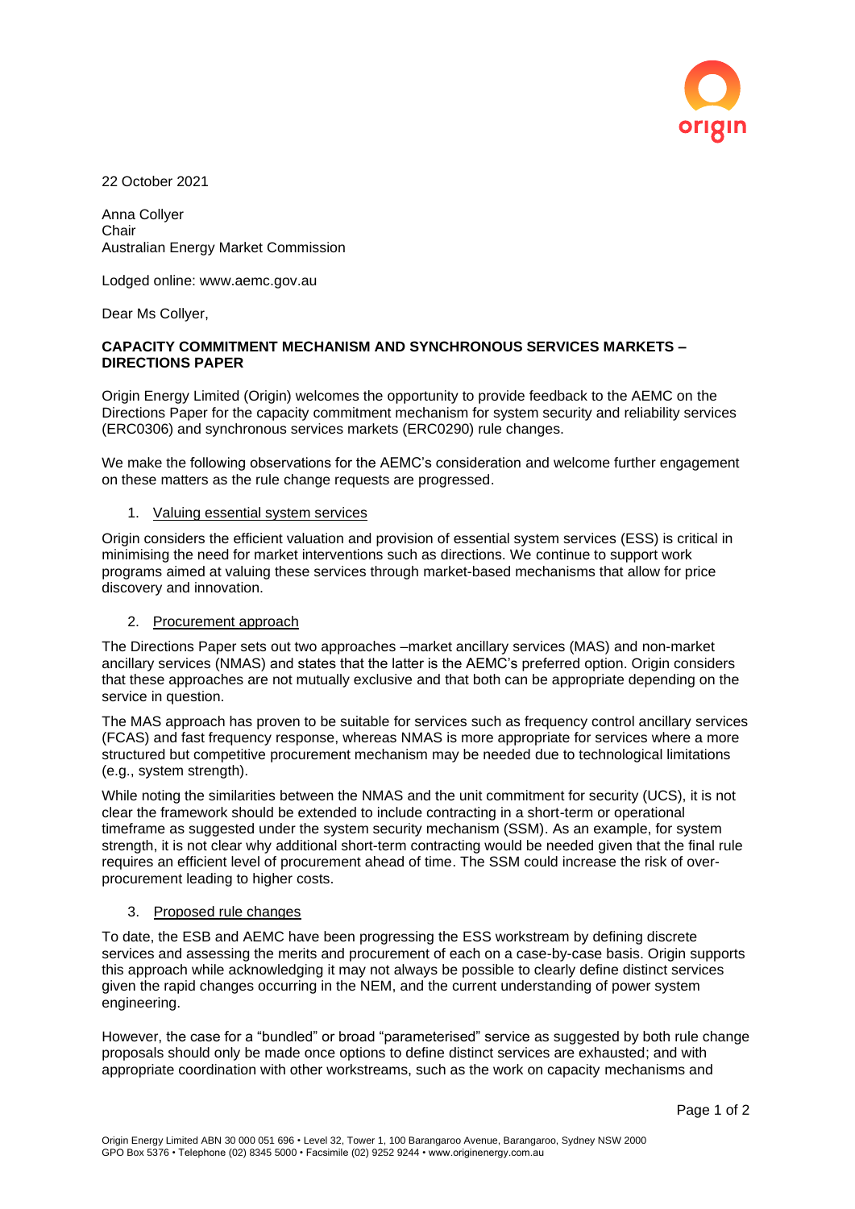22 October 2021

Anna Collyer
Chair
Australian Energy Market Commission

Lodged online: www.aemc.gov.au

Dear Ms Collyer,

**CAPACITY COMMITMENT MECHANISM AND SYNCHRONOUS SERVICES MARKETS – DIRECTIONS PAPER**

Origin Energy Limited (Origin) welcomes the opportunity to provide feedback to the AEMC on the Directions Paper for the capacity commitment mechanism for system security and reliability services (ERC0306) and synchronous services markets (ERC0290) rule changes.

We make the following observations for the AEMC's consideration and welcome further engagement on these matters as the rule change requests are progressed.

1. Valuing essential system services

Origin considers the efficient valuation and provision of essential system services (ESS) is critical in minimising the need for market interventions such as directions. We continue to support work programs aimed at valuing these services through market-based mechanisms that allow for price discovery and innovation.

2. Procurement approach

The Directions Paper sets out two approaches –market ancillary services (MAS) and non-market ancillary services (NMAS) and states that the latter is the AEMC's preferred option. Origin considers that these approaches are not mutually exclusive and that both can be appropriate depending on the service in question.

The MAS approach has proven to be suitable for services such as frequency control ancillary services (FCAS) and fast frequency response, whereas NMAS is more appropriate for services where a more structured but competitive procurement mechanism may be needed due to technological limitations (e.g., system strength).

While noting the similarities between the NMAS and the unit commitment for security (UCS), it is not clear the framework should be extended to include contracting in a short-term or operational timeframe as suggested under the system security mechanism (SSM). As an example, for system strength, it is not clear why additional short-term contracting would be needed given that the final rule requires an efficient level of procurement ahead of time. The SSM could increase the risk of over-procurement leading to higher costs.

3. Proposed rule changes

To date, the ESB and AEMC have been progressing the ESS workstream by defining discrete services and assessing the merits and procurement of each on a case-by-case basis. Origin supports this approach while acknowledging it may not always be possible to clearly define distinct services given the rapid changes occurring in the NEM, and the current understanding of power system engineering.

However, the case for a "bundled" or broad "parameterised" service as suggested by both rule change proposals should only be made once options to define distinct services are exhausted; and with appropriate coordination with other workstreams, such as the work on capacity mechanisms and

Origin Energy Limited ABN 30 000 051 696 • Level 32, Tower 1, 100 Barangaroo Avenue, Barangaroo, Sydney NSW 2000
GPO Box 5376 • Telephone (02) 8345 5000 • Facsimile (02) 9252 9244 • www.originenergy.com.au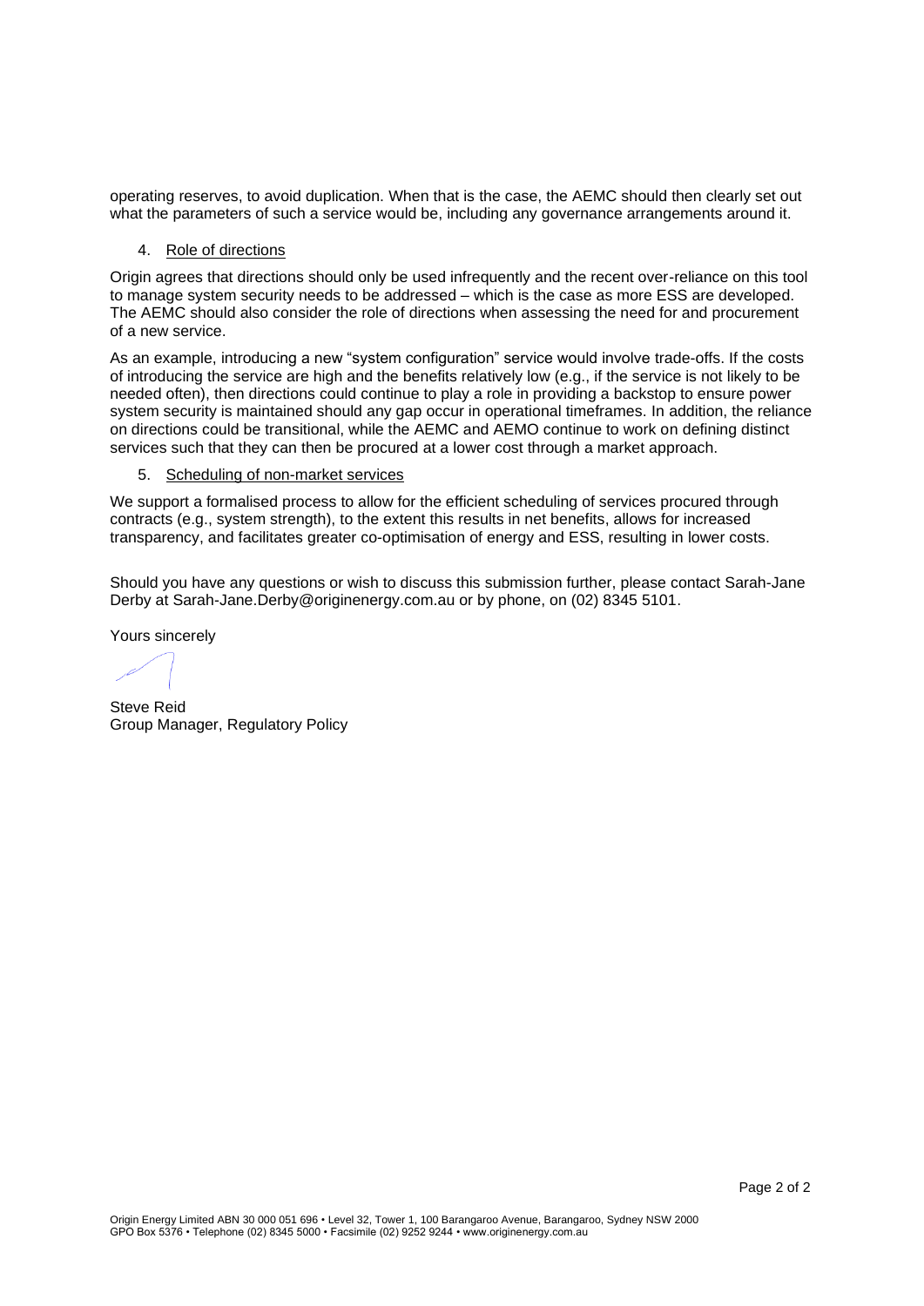operating reserves, to avoid duplication. When that is the case, the AEMC should then clearly set out what the parameters of such a service would be, including any governance arrangements around it.

4. Role of directions

Origin agrees that directions should only be used infrequently and the recent over-reliance on this tool to manage system security needs to be addressed – which is the case as more ESS are developed. The AEMC should also consider the role of directions when assessing the need for and procurement of a new service.

As an example, introducing a new "system configuration" service would involve trade-offs. If the costs of introducing the service are high and the benefits relatively low (e.g., if the service is not likely to be needed often), then directions could continue to play a role in providing a backstop to ensure power system security is maintained should any gap occur in operational timeframes. In addition, the reliance on directions could be transitional, while the AEMC and AEMO continue to work on defining distinct services such that they can then be procured at a lower cost through a market approach.

5. Scheduling of non-market services

We support a formalised process to allow for the efficient scheduling of services procured through contracts (e.g., system strength), to the extent this results in net benefits, allows for increased transparency, and facilitates greater co-optimisation of energy and ESS, resulting in lower costs.

Should you have any questions or wish to discuss this submission further, please contact Sarah-Jane Derby at Sarah-Jane.Derby@originenergy.com.au or by phone, on (02) 8345 5101.

Yours sincerely

Steve Reid
Group Manager, Regulatory Policy

Origin Energy Limited ABN 30 000 051 696 • Level 32, Tower 1, 100 Barangaroo Avenue, Barangaroo, Sydney NSW 2000
GPO Box 5376 • Telephone (02) 8345 5000 • Facsimile (02) 9252 9244 • www.originenergy.com.au